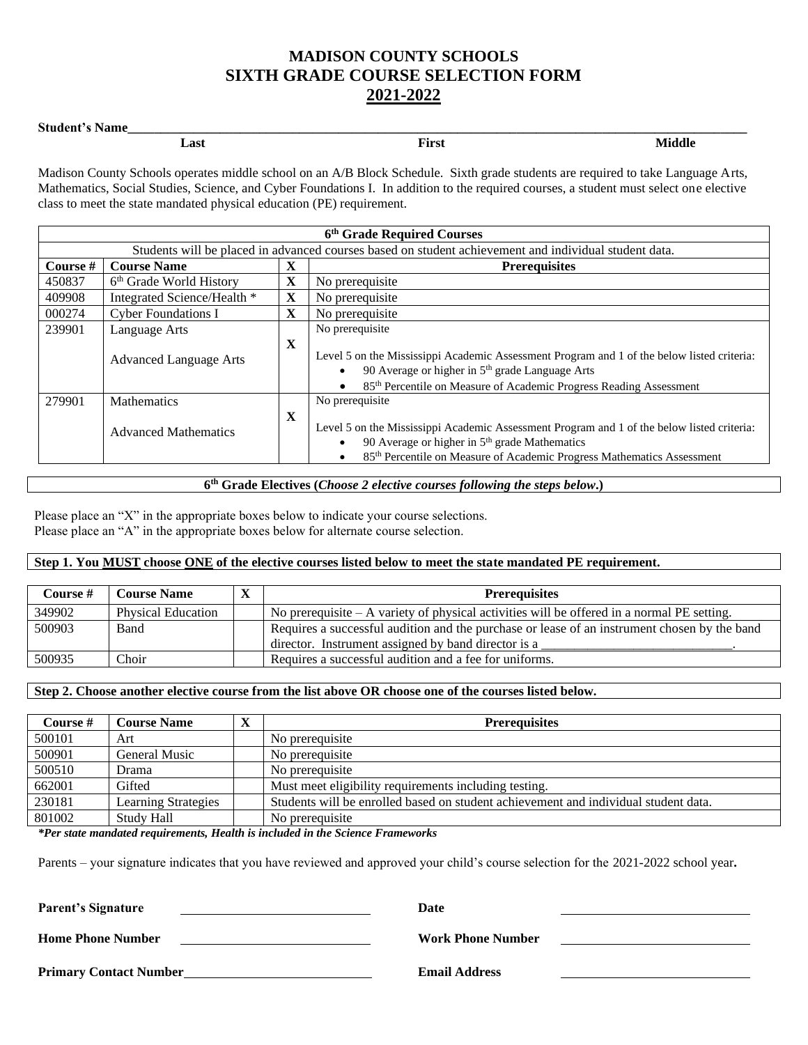# MADISON COUNTY SCHOOLS
# SIXTH GRADE COURSE SELECTION FORM
# 2021-2022

**Student's Name**___________________________________________________________________________

Last First Middle

Madison County Schools operates middle school on an A/B Block Schedule. Sixth grade students are required to take Language Arts, Mathematics, Social Studies, Science, and Cyber Foundations I. In addition to the required courses, a student must select one elective class to meet the state mandated physical education (PE) requirement.

| **6th Grade Required Courses** | | | |
|---|---|---|---|
| Students will be placed in advanced courses based on student achievement and individual student data. | | | |
| **Course #** | **Course Name** | **X** | **Prerequisites** |
| 450837 | 6th Grade World History | **X** | No prerequisite |
| 409908 | Integrated Science/Health * | **X** | No prerequisite |
| 000274 | Cyber Foundations I | **X** | No prerequisite |
| 239901 | Language Arts<br><br>Advanced Language Arts | **X** | No prerequisite<br><br>Level 5 on the Mississippi Academic Assessment Program and 1 of the below listed criteria:<br>• 90 Average or higher in 5th grade Language Arts<br>• 85th Percentile on Measure of Academic Progress Reading Assessment |
| 279901 | Mathematics<br><br>Advanced Mathematics | **X** | No prerequisite<br><br>Level 5 on the Mississippi Academic Assessment Program and 1 of the below listed criteria:<br>• 90 Average or higher in 5th grade Mathematics<br>• 85th Percentile on Measure of Academic Progress Mathematics Assessment |

**6th Grade Electives (*Choose 2 elective courses following the steps below*.)**

Please place an "X" in the appropriate boxes below to indicate your course selections.
Please place an "A" in the appropriate boxes below for alternate course selection.

**Step 1. You MUST choose ONE of the elective courses listed below to meet the state mandated PE requirement.**

| Course # | Course Name | X | Prerequisites |
|---|---|---|---|
| 349902 | Physical Education | | No prerequisite – A variety of physical activities will be offered in a normal PE setting. |
| 500903 | Band | | Requires a successful audition and the purchase or lease of an instrument chosen by the band director. Instrument assigned by band director is a ____________________________. |
| 500935 | Choir | | Requires a successful audition and a fee for uniforms. |

**Step 2. Choose another elective course from the list above OR choose one of the courses listed below.**

| Course # | Course Name | X | Prerequisites |
|---|---|---|---|
| 500101 | Art | | No prerequisite |
| 500901 | General Music | | No prerequisite |
| 500510 | Drama | | No prerequisite |
| 662001 | Gifted | | Must meet eligibility requirements including testing. |
| 230181 | Learning Strategies | | Students will be enrolled based on student achievement and individual student data. |
| 801002 | Study Hall | | No prerequisite |

***Per state mandated requirements, Health is included in the Science Frameworks***

Parents – your signature indicates that you have reviewed and approved your child's course selection for the 2021-2022 school year**.**

**Parent's Signature** ____________________________ **Date** ____________________________

**Home Phone Number** ____________________________ **Work Phone Number** ____________________________

**Primary Contact Number**____________________________ **Email Address** ____________________________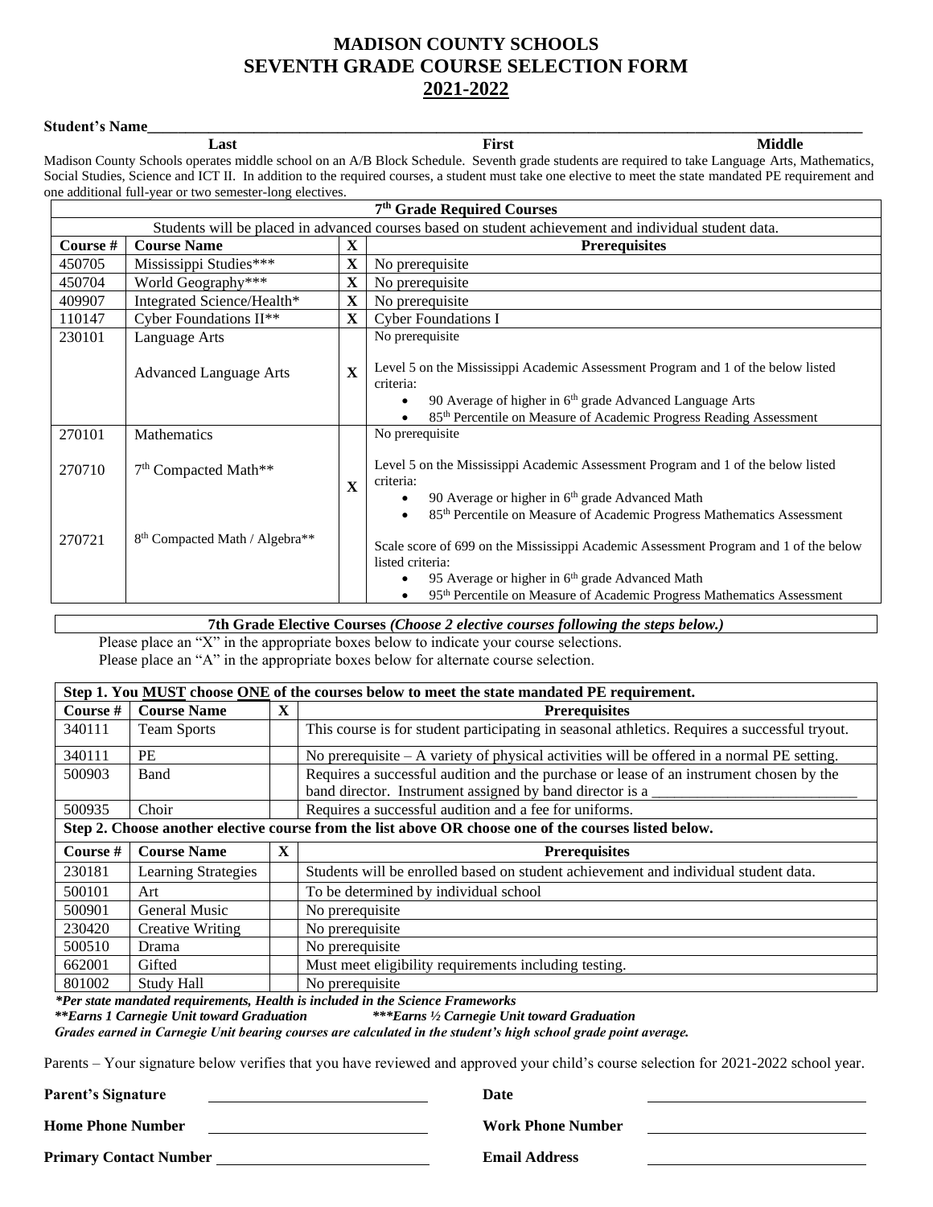# MADISON COUNTY SCHOOLS
# SEVENTH GRADE COURSE SELECTION FORM
# 2021-2022

**Student's Name**\_\_\_\_\_\_\_\_\_\_\_\_\_\_\_\_\_\_\_\_\_\_\_\_\_\_\_\_\_\_\_\_\_\_\_\_\_\_\_\_\_\_\_\_\_\_\_\_\_\_\_\_\_\_\_\_\_\_\_\_\_\_\_\_\_\_\_\_\_\_\_\_\_\_\_\_

**Last** **First** **Middle**

Madison County Schools operates middle school on an A/B Block Schedule. Seventh grade students are required to take Language Arts, Mathematics, Social Studies, Science and ICT II. In addition to the required courses, a student must take one elective to meet the state mandated PE requirement and one additional full-year or two semester-long electives.

| **7th Grade Required Courses** | | | |
|---|---|---|---|
| Students will be placed in advanced courses based on student achievement and individual student data. | | | |
| **Course #** | **Course Name** | **X** | **Prerequisites** |
| 450705 | Mississippi Studies*** | **X** | No prerequisite |
| 450704 | World Geography*** | **X** | No prerequisite |
| 409907 | Integrated Science/Health* | **X** | No prerequisite |
| 110147 | Cyber Foundations II** | **X** | Cyber Foundations I |
| 230101 | Language Arts | | No prerequisite |
| | Advanced Language Arts | **X** | Level 5 on the Mississippi Academic Assessment Program and 1 of the below listed criteria:<br>• 90 Average of higher in 6th grade Advanced Language Arts<br>• 85th Percentile on Measure of Academic Progress Reading Assessment |
| 270101 | Mathematics | | No prerequisite |
| 270710 | 7th Compacted Math** | **X** | Level 5 on the Mississippi Academic Assessment Program and 1 of the below listed criteria:<br>• 90 Average or higher in 6th grade Advanced Math<br>• 85th Percentile on Measure of Academic Progress Mathematics Assessment |
| 270721 | 8th Compacted Math / Algebra** | | Scale score of 699 on the Mississippi Academic Assessment Program and 1 of the below listed criteria:<br>• 95 Average or higher in 6th grade Advanced Math<br>• 95th Percentile on Measure of Academic Progress Mathematics Assessment |

**7th Grade Elective Courses** *(Choose 2 elective courses following the steps below.)*

Please place an "X" in the appropriate boxes below to indicate your course selections.
Please place an "A" in the appropriate boxes below for alternate course selection.

| **Step 1. You MUST choose ONE of the courses below to meet the state mandated PE requirement.** | | | |
|---|---|---|---|
| **Course #** | **Course Name** | **X** | **Prerequisites** |
| 340111 | Team Sports | | This course is for student participating in seasonal athletics. Requires a successful tryout. |
| 340111 | PE | | No prerequisite – A variety of physical activities will be offered in a normal PE setting. |
| 500903 | Band | | Requires a successful audition and the purchase or lease of an instrument chosen by the band director. Instrument assigned by band director is a \_\_\_\_\_\_\_\_\_\_\_\_\_\_\_\_\_\_\_\_\_\_\_\_\_\_\_ |
| 500935 | Choir | | Requires a successful audition and a fee for uniforms. |
| **Step 2. Choose another elective course from the list above OR choose one of the courses listed below.** | | | |
| **Course #** | **Course Name** | **X** | **Prerequisites** |
| 230181 | Learning Strategies | | Students will be enrolled based on student achievement and individual student data. |
| 500101 | Art | | To be determined by individual school |
| 500901 | General Music | | No prerequisite |
| 230420 | Creative Writing | | No prerequisite |
| 500510 | Drama | | No prerequisite |
| 662001 | Gifted | | Must meet eligibility requirements including testing. |
| 801002 | Study Hall | | No prerequisite |

***Per state mandated requirements, Health is included in the Science Frameworks***
***\*\*Earns 1 Carnegie Unit toward Graduation*** ***\*\*\*Earns ½ Carnegie Unit toward Graduation***
***Grades earned in Carnegie Unit bearing courses are calculated in the student's high school grade point average.***

Parents – Your signature below verifies that you have reviewed and approved your child's course selection for 2021-2022 school year.

**Parent's Signature** \_\_\_\_\_\_\_\_\_\_\_\_\_\_\_\_\_\_\_\_ **Date** \_\_\_\_\_\_\_\_\_\_\_\_\_\_\_\_\_\_\_\_

**Home Phone Number** \_\_\_\_\_\_\_\_\_\_\_\_\_\_\_\_\_\_\_\_ **Work Phone Number** \_\_\_\_\_\_\_\_\_\_\_\_\_\_\_\_\_\_\_\_

**Primary Contact Number** \_\_\_\_\_\_\_\_\_\_\_\_\_\_\_\_\_\_\_\_ **Email Address** \_\_\_\_\_\_\_\_\_\_\_\_\_\_\_\_\_\_\_\_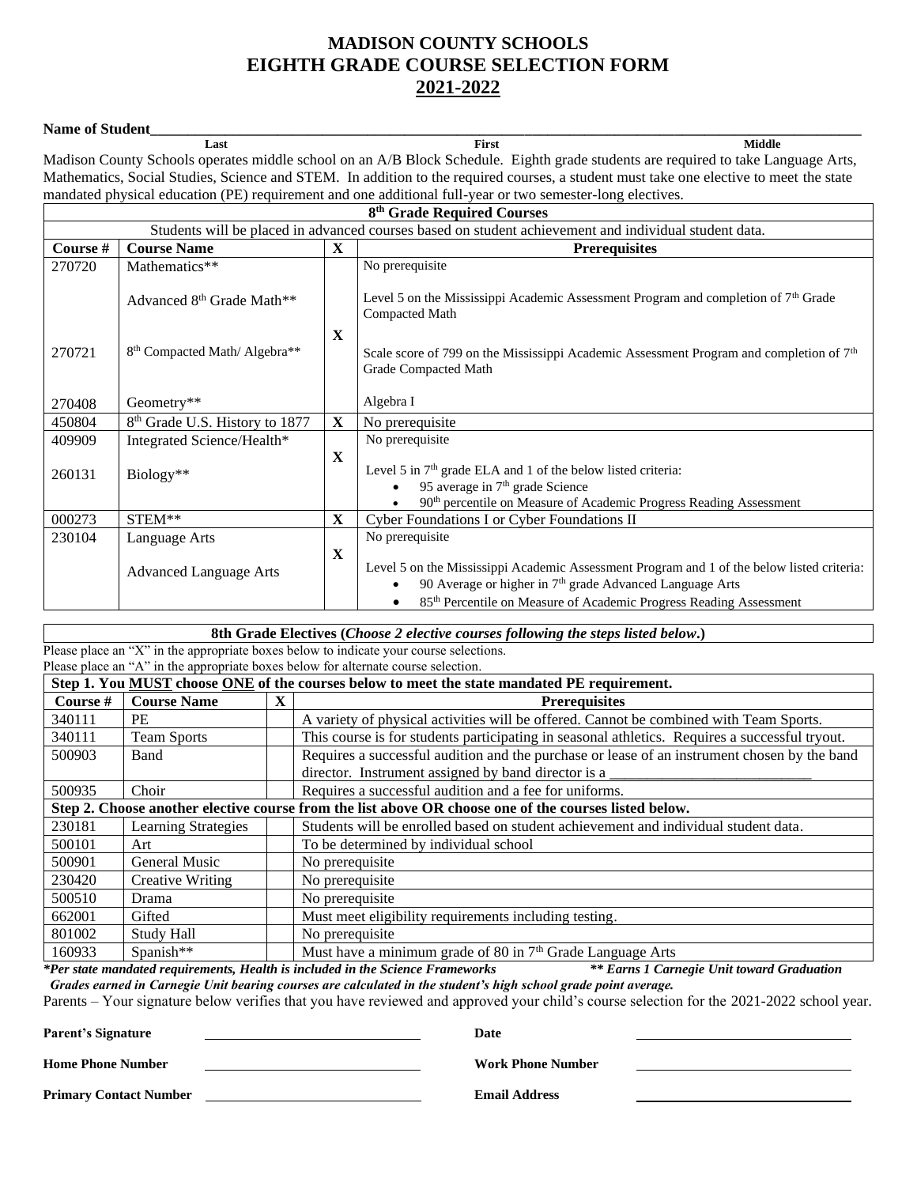# MADISON COUNTY SCHOOLS
# EIGHTH GRADE COURSE SELECTION FORM
# 2021-2022

**Name of Student**\_\_\_\_\_\_\_\_\_\_\_\_\_\_\_\_\_\_\_\_\_\_\_\_\_\_\_\_\_\_\_\_\_\_\_\_\_\_\_\_\_\_\_\_\_\_\_\_\_\_\_\_\_\_\_\_\_\_\_\_\_\_\_\_\_\_\_\_\_\_

**Last** **First** **Middle**

Madison County Schools operates middle school on an A/B Block Schedule. Eighth grade students are required to take Language Arts, Mathematics, Social Studies, Science and STEM. In addition to the required courses, a student must take one elective to meet the state mandated physical education (PE) requirement and one additional full-year or two semester-long electives.

**8th Grade Required Courses**

Students will be placed in advanced courses based on student achievement and individual student data.

| Course # | Course Name | X | Prerequisites |
|---|---|---|---|
| 270720 | Mathematics** | X | No prerequisite |
| | Advanced 8th Grade Math** | | Level 5 on the Mississippi Academic Assessment Program and completion of 7th Grade Compacted Math |
| 270721 | 8th Compacted Math/ Algebra** | | Scale score of 799 on the Mississippi Academic Assessment Program and completion of 7th Grade Compacted Math |
| 270408 | Geometry** | | Algebra I |
| 450804 | 8th Grade U.S. History to 1877 | X | No prerequisite |
| 409909 | Integrated Science/Health* | X | No prerequisite |
| 260131 | Biology** | | Level 5 in 7th grade ELA and 1 of the below listed criteria: • 95 average in 7th grade Science • 90th percentile on Measure of Academic Progress Reading Assessment |
| 000273 | STEM** | X | Cyber Foundations I or Cyber Foundations II |
| 230104 | Language Arts | X | No prerequisite |
| | Advanced Language Arts | | Level 5 on the Mississippi Academic Assessment Program and 1 of the below listed criteria: • 90 Average or higher in 7th grade Advanced Language Arts • 85th Percentile on Measure of Academic Progress Reading Assessment |

**8th Grade Electives (*Choose 2 elective courses following the steps listed below*.)**

Please place an "X" in the appropriate boxes below to indicate your course selections.
Please place an "A" in the appropriate boxes below for alternate course selection.

| Course # | Course Name | X | Prerequisites |
|---|---|---|---|
| **Step 1. You MUST choose ONE of the courses below to meet the state mandated PE requirement.** | | | |
| 340111 | PE | | A variety of physical activities will be offered. Cannot be combined with Team Sports. |
| 340111 | Team Sports | | This course is for students participating in seasonal athletics. Requires a successful tryout. |
| 500903 | Band | | Requires a successful audition and the purchase or lease of an instrument chosen by the band director. Instrument assigned by band director is a \_\_\_\_\_\_\_\_\_\_\_\_\_\_\_\_\_\_\_\_\_\_\_\_ |
| 500935 | Choir | | Requires a successful audition and a fee for uniforms. |
| **Step 2. Choose another elective course from the list above OR choose one of the courses listed below.** | | | |
| 230181 | Learning Strategies | | Students will be enrolled based on student achievement and individual student data. |
| 500101 | Art | | To be determined by individual school |
| 500901 | General Music | | No prerequisite |
| 230420 | Creative Writing | | No prerequisite |
| 500510 | Drama | | No prerequisite |
| 662001 | Gifted | | Must meet eligibility requirements including testing. |
| 801002 | Study Hall | | No prerequisite |
| 160933 | Spanish** | | Must have a minimum grade of 80 in 7th Grade Language Arts |

***Per state mandated requirements, Health is included in the Science Frameworks** ****** ***Earns 1 Carnegie Unit toward Graduation***

***Grades earned in Carnegie Unit bearing courses are calculated in the student's high school grade point average.***

Parents – Your signature below verifies that you have reviewed and approved your child's course selection for the 2021-2022 school year.

**Parent's Signature** \_\_\_\_\_\_\_\_\_\_\_\_\_\_\_\_\_\_\_\_ **Date** \_\_\_\_\_\_\_\_\_\_\_\_\_\_\_\_\_\_\_\_

**Home Phone Number** \_\_\_\_\_\_\_\_\_\_\_\_\_\_\_\_\_\_\_\_ **Work Phone Number** \_\_\_\_\_\_\_\_\_\_\_\_\_\_\_\_\_\_\_\_

**Primary Contact Number** \_\_\_\_\_\_\_\_\_\_\_\_\_\_\_\_\_\_\_\_ **Email Address** \_\_\_\_\_\_\_\_\_\_\_\_\_\_\_\_\_\_\_\_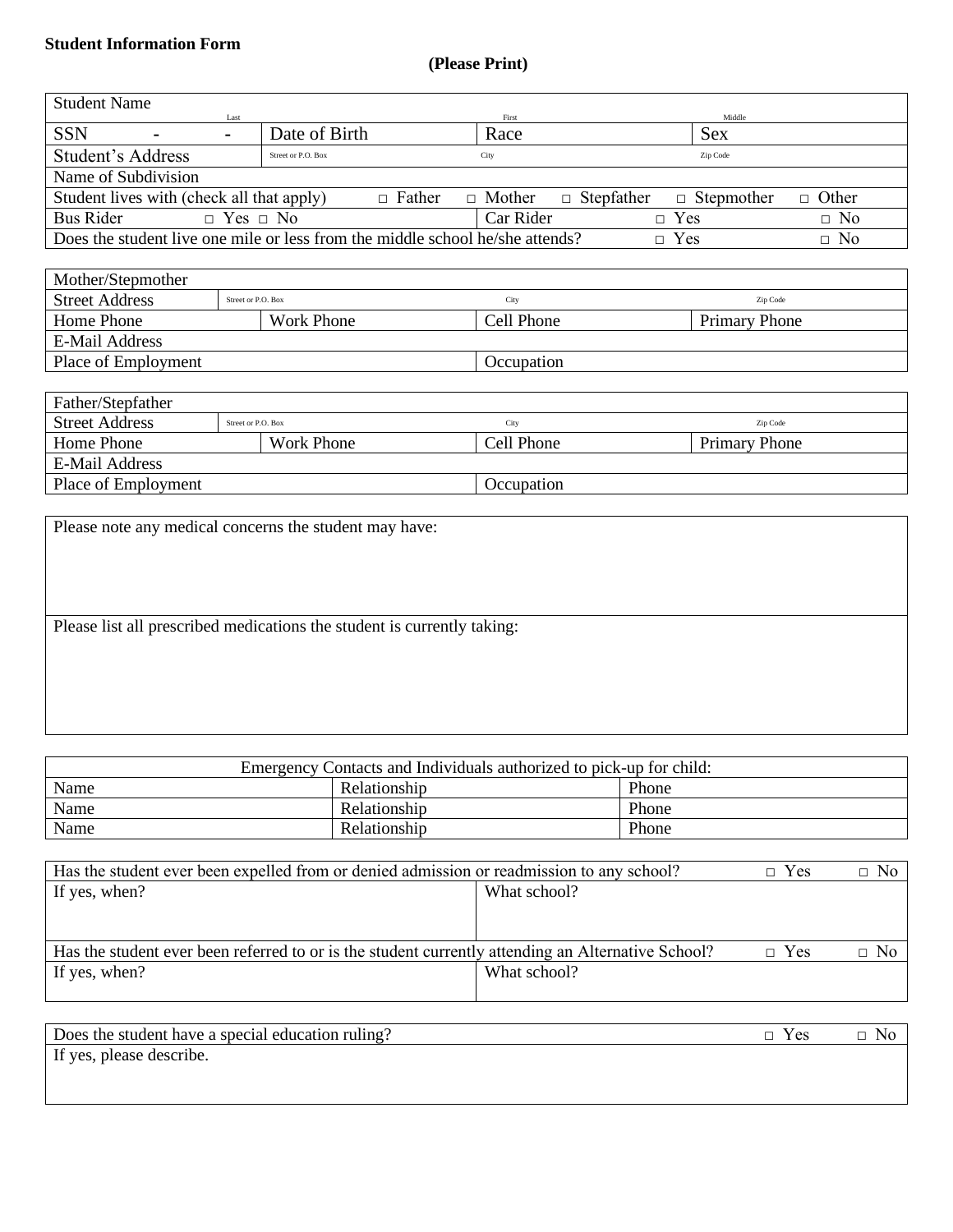**Student Information Form**

**(Please Print)**

| | | | |
|---|---|---|---|
| Student Name<br>Last | First | | Middle |
| SSN - - | Date of Birth | Race | Sex |
| Student's Address | Street or P.O. Box | City | Zip Code |
| Name of Subdivision | | | |
| Student lives with (check all that apply) | □ Father □ Mother | □ Stepfather | □ Stepmother □ Other |
| Bus Rider □ Yes □ No | | Car Rider □ Yes | □ No |
| Does the student live one mile or less from the middle school he/she attends? | | □ Yes | □ No |

| | | | |
|---|---|---|---|
| Mother/Stepmother | | | |
| Street Address | Street or P.O. Box | City | Zip Code |
| Home Phone | Work Phone | Cell Phone | Primary Phone |
| E-Mail Address | | | |
| Place of Employment | | Occupation | |

| | | | |
|---|---|---|---|
| Father/Stepfather | | | |
| Street Address | Street or P.O. Box | City | Zip Code |
| Home Phone | Work Phone | Cell Phone | Primary Phone |
| E-Mail Address | | | |
| Place of Employment | | Occupation | |

Please note any medical concerns the student may have:

Please list all prescribed medications the student is currently taking:

| Emergency Contacts and Individuals authorized to pick-up for child: | | |
|---|---|---|
| Name | Relationship | Phone |
| Name | Relationship | Phone |
| Name | Relationship | Phone |

| | | | |
|---|---|---|---|
| Has the student ever been expelled from or denied admission or readmission to any school? | | □ Yes | □ No |
| If yes, when? | What school? | | |
| Has the student ever been referred to or is the student currently attending an Alternative School? | | □ Yes | □ No |
| If yes, when? | What school? | | |

| | | |
|---|---|---|
| Does the student have a special education ruling? | □ Yes | □ No |
| If yes, please describe. | | |